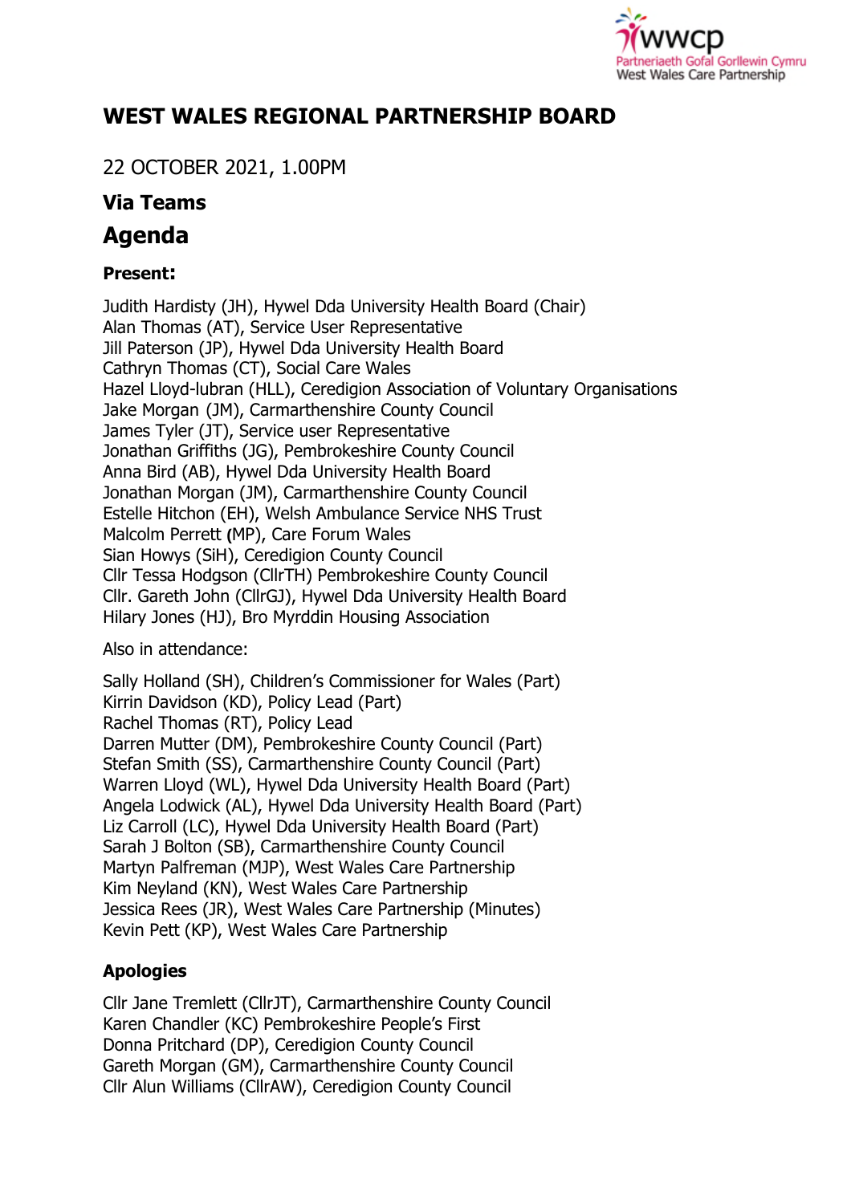# WEST WALES REGIONAL PARTNERSHIP BOARD

22 OCTOBER 2021, 1.00PM

## Via Teams

## Agenda

### Present:

Judith Hardisty (JH), Hywel Dda University Health Board (Chair)
Alan Thomas (AT), Service User Representative
Jill Paterson (JP), Hywel Dda University Health Board
Cathryn Thomas (CT), Social Care Wales
Hazel Lloyd-lubran (HLL), Ceredigion Association of Voluntary Organisations
Jake Morgan (JM), Carmarthenshire County Council
James Tyler (JT), Service user Representative
Jonathan Griffiths (JG), Pembrokeshire County Council
Anna Bird (AB), Hywel Dda University Health Board
Jonathan Morgan (JM), Carmarthenshire County Council
Estelle Hitchon (EH), Welsh Ambulance Service NHS Trust
Malcolm Perrett (MP), Care Forum Wales
Sian Howys (SiH), Ceredigion County Council
Cllr Tessa Hodgson (CllrTH) Pembrokeshire County Council
Cllr. Gareth John (CllrGJ), Hywel Dda University Health Board
Hilary Jones (HJ), Bro Myrddin Housing Association

Also in attendance:

Sally Holland (SH), Children's Commissioner for Wales (Part)
Kirrin Davidson (KD), Policy Lead (Part)
Rachel Thomas (RT), Policy Lead
Darren Mutter (DM), Pembrokeshire County Council (Part)
Stefan Smith (SS), Carmarthenshire County Council (Part)
Warren Lloyd (WL), Hywel Dda University Health Board (Part)
Angela Lodwick (AL), Hywel Dda University Health Board (Part)
Liz Carroll (LC), Hywel Dda University Health Board (Part)
Sarah J Bolton (SB), Carmarthenshire County Council
Martyn Palfreman (MJP), West Wales Care Partnership
Kim Neyland (KN), West Wales Care Partnership
Jessica Rees (JR), West Wales Care Partnership (Minutes)
Kevin Pett (KP), West Wales Care Partnership

### Apologies

Cllr Jane Tremlett (CllrJT), Carmarthenshire County Council
Karen Chandler (KC) Pembrokeshire People's First
Donna Pritchard (DP), Ceredigion County Council
Gareth Morgan (GM), Carmarthenshire County Council
Cllr Alun Williams (CllrAW), Ceredigion County Council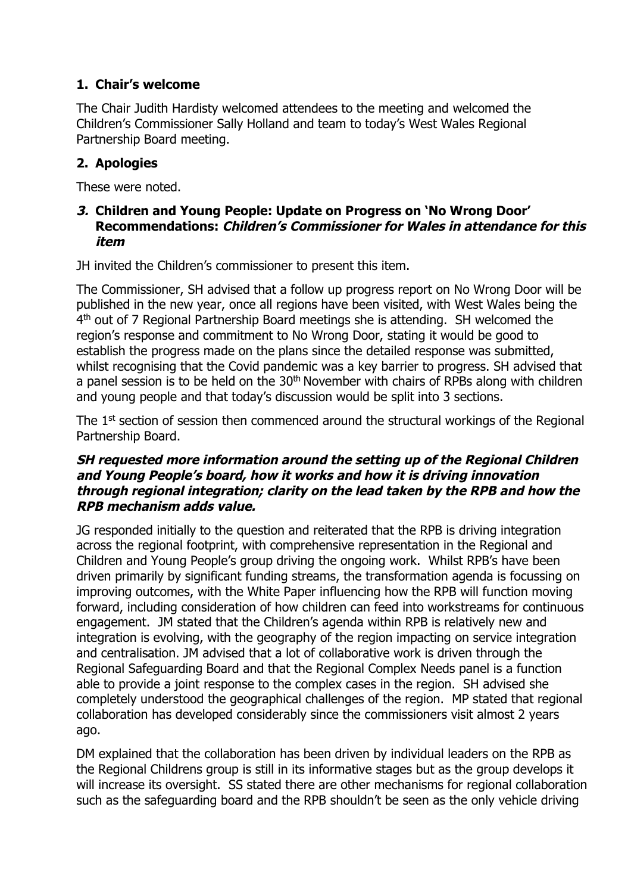## 1. Chair's welcome

The Chair Judith Hardisty welcomed attendees to the meeting and welcomed the Children's Commissioner Sally Holland and team to today's West Wales Regional Partnership Board meeting.

## 2. Apologies

These were noted.

## *3.* Children and Young People: Update on Progress on 'No Wrong Door' Recommendations: *Children's Commissioner for Wales in attendance for this item*

JH invited the Children's commissioner to present this item.

The Commissioner, SH advised that a follow up progress report on No Wrong Door will be published in the new year, once all regions have been visited, with West Wales being the 4th out of 7 Regional Partnership Board meetings she is attending. SH welcomed the region's response and commitment to No Wrong Door, stating it would be good to establish the progress made on the plans since the detailed response was submitted, whilst recognising that the Covid pandemic was a key barrier to progress. SH advised that a panel session is to be held on the 30th November with chairs of RPBs along with children and young people and that today's discussion would be split into 3 sections.

The 1st section of session then commenced around the structural workings of the Regional Partnership Board.

***SH requested more information around the setting up of the Regional Children and Young People's board, how it works and how it is driving innovation through regional integration; clarity on the lead taken by the RPB and how the RPB mechanism adds value.***

JG responded initially to the question and reiterated that the RPB is driving integration across the regional footprint, with comprehensive representation in the Regional and Children and Young People's group driving the ongoing work. Whilst RPB's have been driven primarily by significant funding streams, the transformation agenda is focussing on improving outcomes, with the White Paper influencing how the RPB will function moving forward, including consideration of how children can feed into workstreams for continuous engagement. JM stated that the Children's agenda within RPB is relatively new and integration is evolving, with the geography of the region impacting on service integration and centralisation. JM advised that a lot of collaborative work is driven through the Regional Safeguarding Board and that the Regional Complex Needs panel is a function able to provide a joint response to the complex cases in the region. SH advised she completely understood the geographical challenges of the region. MP stated that regional collaboration has developed considerably since the commissioners visit almost 2 years ago.

DM explained that the collaboration has been driven by individual leaders on the RPB as the Regional Childrens group is still in its informative stages but as the group develops it will increase its oversight. SS stated there are other mechanisms for regional collaboration such as the safeguarding board and the RPB shouldn't be seen as the only vehicle driving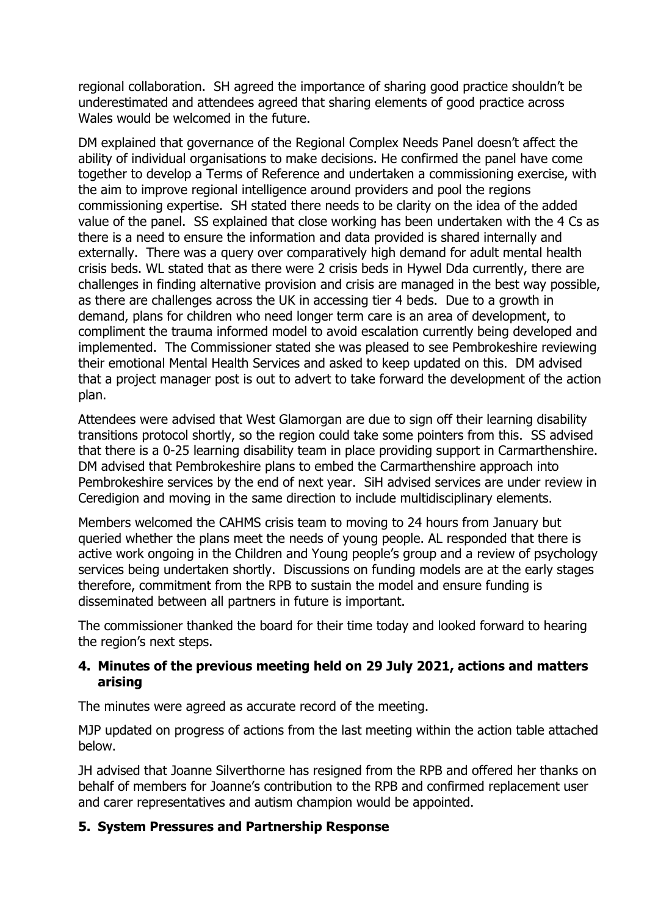regional collaboration. SH agreed the importance of sharing good practice shouldn't be underestimated and attendees agreed that sharing elements of good practice across Wales would be welcomed in the future.

DM explained that governance of the Regional Complex Needs Panel doesn't affect the ability of individual organisations to make decisions. He confirmed the panel have come together to develop a Terms of Reference and undertaken a commissioning exercise, with the aim to improve regional intelligence around providers and pool the regions commissioning expertise. SH stated there needs to be clarity on the idea of the added value of the panel. SS explained that close working has been undertaken with the 4 Cs as there is a need to ensure the information and data provided is shared internally and externally. There was a query over comparatively high demand for adult mental health crisis beds. WL stated that as there were 2 crisis beds in Hywel Dda currently, there are challenges in finding alternative provision and crisis are managed in the best way possible, as there are challenges across the UK in accessing tier 4 beds. Due to a growth in demand, plans for children who need longer term care is an area of development, to compliment the trauma informed model to avoid escalation currently being developed and implemented. The Commissioner stated she was pleased to see Pembrokeshire reviewing their emotional Mental Health Services and asked to keep updated on this. DM advised that a project manager post is out to advert to take forward the development of the action plan.

Attendees were advised that West Glamorgan are due to sign off their learning disability transitions protocol shortly, so the region could take some pointers from this. SS advised that there is a 0-25 learning disability team in place providing support in Carmarthenshire. DM advised that Pembrokeshire plans to embed the Carmarthenshire approach into Pembrokeshire services by the end of next year. SiH advised services are under review in Ceredigion and moving in the same direction to include multidisciplinary elements.

Members welcomed the CAHMS crisis team to moving to 24 hours from January but queried whether the plans meet the needs of young people. AL responded that there is active work ongoing in the Children and Young people's group and a review of psychology services being undertaken shortly. Discussions on funding models are at the early stages therefore, commitment from the RPB to sustain the model and ensure funding is disseminated between all partners in future is important.

The commissioner thanked the board for their time today and looked forward to hearing the region's next steps.

## 4. Minutes of the previous meeting held on 29 July 2021, actions and matters arising

The minutes were agreed as accurate record of the meeting.

MJP updated on progress of actions from the last meeting within the action table attached below.

JH advised that Joanne Silverthorne has resigned from the RPB and offered her thanks on behalf of members for Joanne's contribution to the RPB and confirmed replacement user and carer representatives and autism champion would be appointed.

## 5. System Pressures and Partnership Response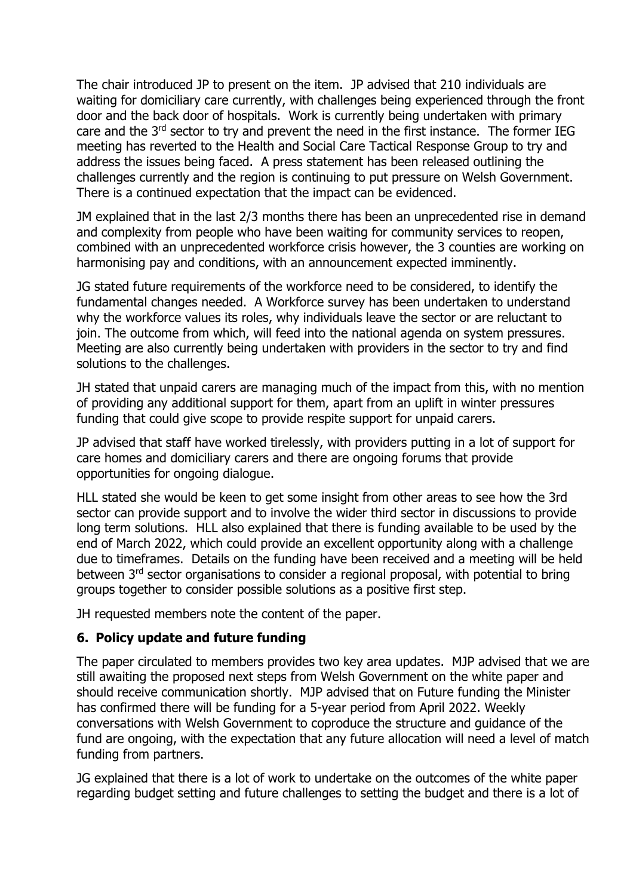The chair introduced JP to present on the item. JP advised that 210 individuals are waiting for domiciliary care currently, with challenges being experienced through the front door and the back door of hospitals. Work is currently being undertaken with primary care and the 3rd sector to try and prevent the need in the first instance. The former IEG meeting has reverted to the Health and Social Care Tactical Response Group to try and address the issues being faced. A press statement has been released outlining the challenges currently and the region is continuing to put pressure on Welsh Government. There is a continued expectation that the impact can be evidenced.

JM explained that in the last 2/3 months there has been an unprecedented rise in demand and complexity from people who have been waiting for community services to reopen, combined with an unprecedented workforce crisis however, the 3 counties are working on harmonising pay and conditions, with an announcement expected imminently.

JG stated future requirements of the workforce need to be considered, to identify the fundamental changes needed. A Workforce survey has been undertaken to understand why the workforce values its roles, why individuals leave the sector or are reluctant to join. The outcome from which, will feed into the national agenda on system pressures. Meeting are also currently being undertaken with providers in the sector to try and find solutions to the challenges.

JH stated that unpaid carers are managing much of the impact from this, with no mention of providing any additional support for them, apart from an uplift in winter pressures funding that could give scope to provide respite support for unpaid carers.

JP advised that staff have worked tirelessly, with providers putting in a lot of support for care homes and domiciliary carers and there are ongoing forums that provide opportunities for ongoing dialogue.

HLL stated she would be keen to get some insight from other areas to see how the 3rd sector can provide support and to involve the wider third sector in discussions to provide long term solutions. HLL also explained that there is funding available to be used by the end of March 2022, which could provide an excellent opportunity along with a challenge due to timeframes. Details on the funding have been received and a meeting will be held between 3rd sector organisations to consider a regional proposal, with potential to bring groups together to consider possible solutions as a positive first step.

JH requested members note the content of the paper.

## 6. Policy update and future funding

The paper circulated to members provides two key area updates. MJP advised that we are still awaiting the proposed next steps from Welsh Government on the white paper and should receive communication shortly. MJP advised that on Future funding the Minister has confirmed there will be funding for a 5-year period from April 2022. Weekly conversations with Welsh Government to coproduce the structure and guidance of the fund are ongoing, with the expectation that any future allocation will need a level of match funding from partners.

JG explained that there is a lot of work to undertake on the outcomes of the white paper regarding budget setting and future challenges to setting the budget and there is a lot of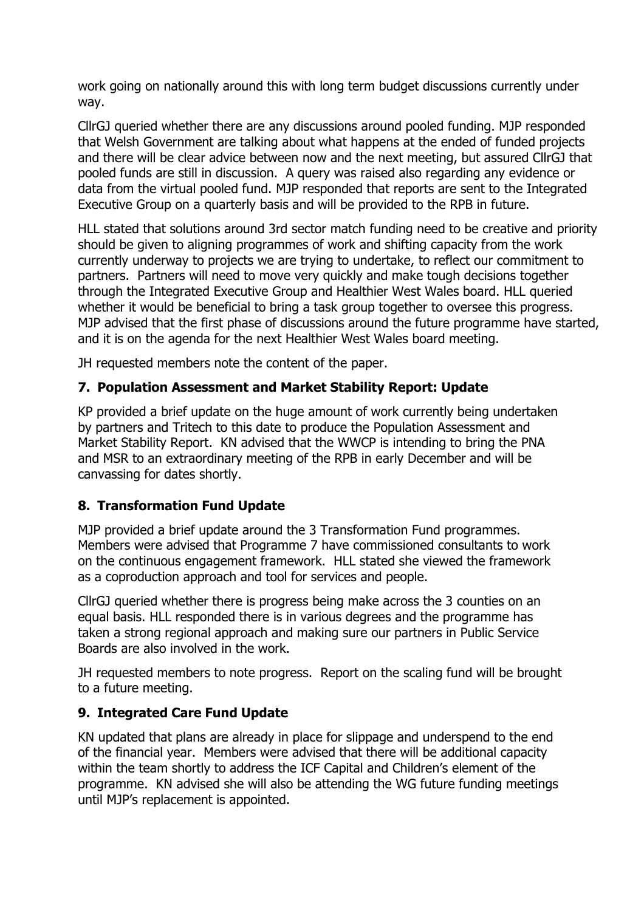work going on nationally around this with long term budget discussions currently under way.

CllrGJ queried whether there are any discussions around pooled funding. MJP responded that Welsh Government are talking about what happens at the ended of funded projects and there will be clear advice between now and the next meeting, but assured CllrGJ that pooled funds are still in discussion. A query was raised also regarding any evidence or data from the virtual pooled fund. MJP responded that reports are sent to the Integrated Executive Group on a quarterly basis and will be provided to the RPB in future.

HLL stated that solutions around 3rd sector match funding need to be creative and priority should be given to aligning programmes of work and shifting capacity from the work currently underway to projects we are trying to undertake, to reflect our commitment to partners. Partners will need to move very quickly and make tough decisions together through the Integrated Executive Group and Healthier West Wales board. HLL queried whether it would be beneficial to bring a task group together to oversee this progress. MJP advised that the first phase of discussions around the future programme have started, and it is on the agenda for the next Healthier West Wales board meeting.

JH requested members note the content of the paper.

## 7. Population Assessment and Market Stability Report: Update

KP provided a brief update on the huge amount of work currently being undertaken by partners and Tritech to this date to produce the Population Assessment and Market Stability Report. KN advised that the WWCP is intending to bring the PNA and MSR to an extraordinary meeting of the RPB in early December and will be canvassing for dates shortly.

## 8. Transformation Fund Update

MJP provided a brief update around the 3 Transformation Fund programmes. Members were advised that Programme 7 have commissioned consultants to work on the continuous engagement framework. HLL stated she viewed the framework as a coproduction approach and tool for services and people.

CllrGJ queried whether there is progress being make across the 3 counties on an equal basis. HLL responded there is in various degrees and the programme has taken a strong regional approach and making sure our partners in Public Service Boards are also involved in the work.

JH requested members to note progress. Report on the scaling fund will be brought to a future meeting.

## 9. Integrated Care Fund Update

KN updated that plans are already in place for slippage and underspend to the end of the financial year. Members were advised that there will be additional capacity within the team shortly to address the ICF Capital and Children's element of the programme. KN advised she will also be attending the WG future funding meetings until MJP's replacement is appointed.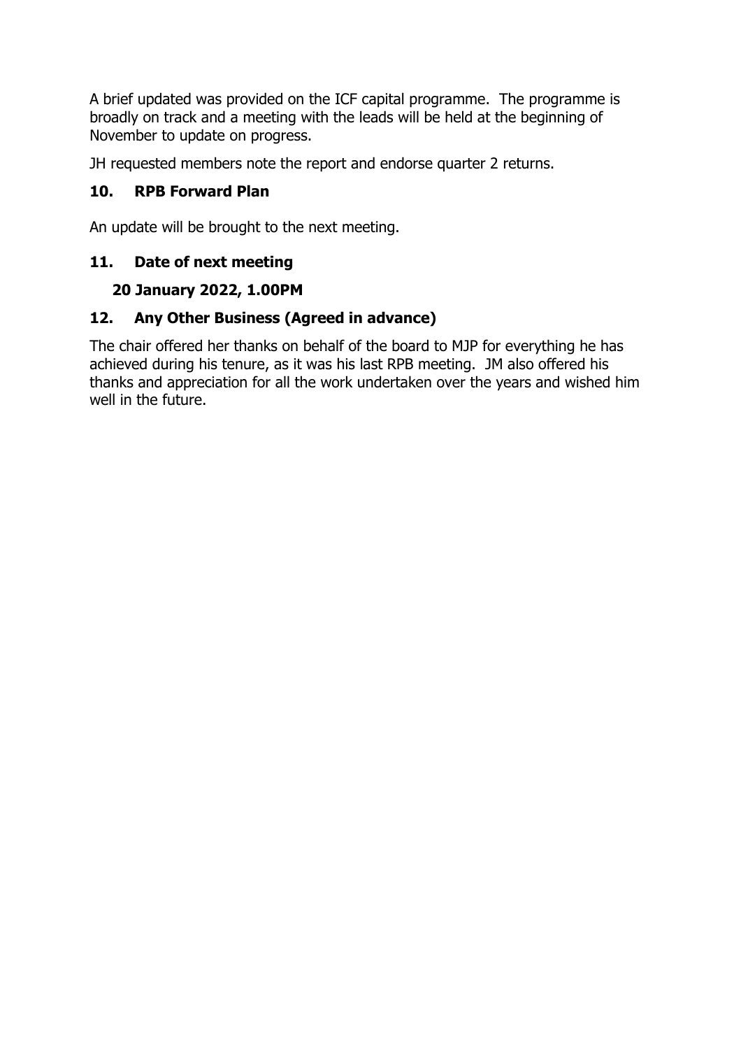A brief updated was provided on the ICF capital programme. The programme is broadly on track and a meeting with the leads will be held at the beginning of November to update on progress.

JH requested members note the report and endorse quarter 2 returns.

## 10. RPB Forward Plan

An update will be brought to the next meeting.

## 11. Date of next meeting

**20 January 2022, 1.00PM**

## 12. Any Other Business (Agreed in advance)

The chair offered her thanks on behalf of the board to MJP for everything he has achieved during his tenure, as it was his last RPB meeting. JM also offered his thanks and appreciation for all the work undertaken over the years and wished him well in the future.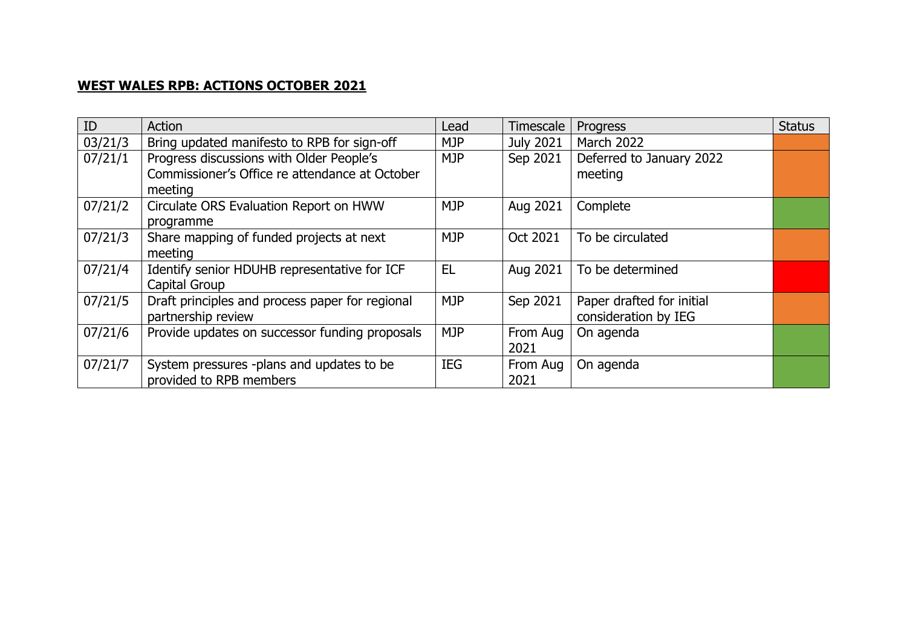**WEST WALES RPB: ACTIONS OCTOBER 2021**

| ID | Action | Lead | Timescale | Progress | Status |
|---|---|---|---|---|---|
| 03/21/3 | Bring updated manifesto to RPB for sign-off | MJP | July 2021 | March 2022 | |
| 07/21/1 | Progress discussions with Older People's Commissioner's Office re attendance at October meeting | MJP | Sep 2021 | Deferred to January 2022 meeting | |
| 07/21/2 | Circulate ORS Evaluation Report on HWW programme | MJP | Aug 2021 | Complete | |
| 07/21/3 | Share mapping of funded projects at next meeting | MJP | Oct 2021 | To be circulated | |
| 07/21/4 | Identify senior HDUHB representative for ICF Capital Group | EL | Aug 2021 | To be determined | |
| 07/21/5 | Draft principles and process paper for regional partnership review | MJP | Sep 2021 | Paper drafted for initial consideration by IEG | |
| 07/21/6 | Provide updates on successor funding proposals | MJP | From Aug 2021 | On agenda | |
| 07/21/7 | System pressures -plans and updates to be provided to RPB members | IEG | From Aug 2021 | On agenda | |